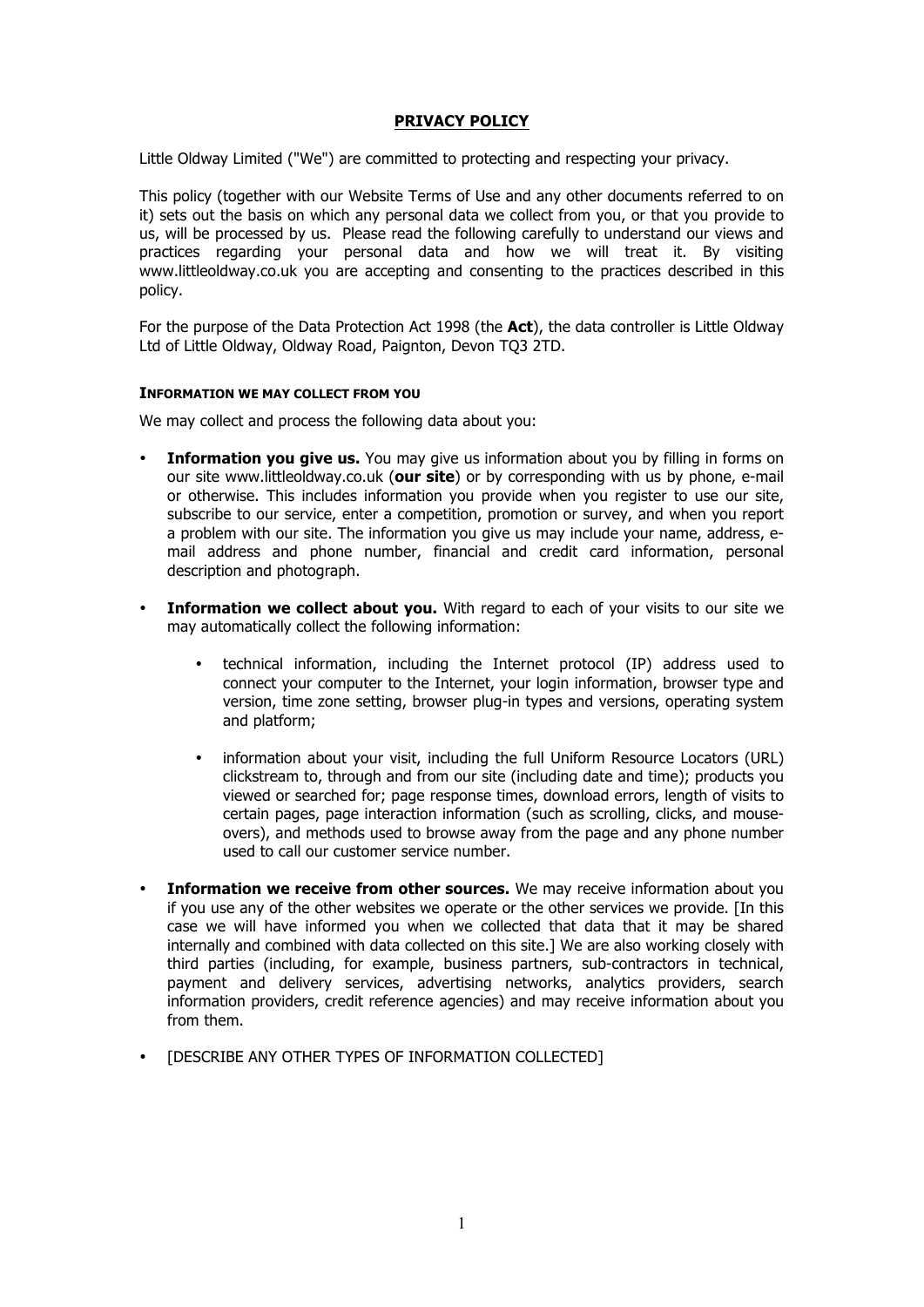# PRIVACY POLICY

Little Oldway Limited ("We") are committed to protecting and respecting your privacy.

This policy (together with our Website Terms of Use and any other documents referred to on it) sets out the basis on which any personal data we collect from you, or that you provide to us, will be processed by us. Please read the following carefully to understand our views and practices regarding your personal data and how we will treat it. By visiting www.littleoldway.co.uk you are accepting and consenting to the practices described in this policy.

For the purpose of the Data Protection Act 1998 (the **Act**), the data controller is Little Oldway Ltd of Little Oldway, Oldway Road, Paignton, Devon TQ3 2TD.

## INFORMATION WE MAY COLLECT FROM YOU

We may collect and process the following data about you:

- **Information you give us.** You may give us information about you by filling in forms on our site www.littleoldway.co.uk (**our site**) or by corresponding with us by phone, e-mail or otherwise. This includes information you provide when you register to use our site, subscribe to our service, enter a competition, promotion or survey, and when you report a problem with our site. The information you give us may include your name, address, e-mail address and phone number, financial and credit card information, personal description and photograph.
- **Information we collect about you.** With regard to each of your visits to our site we may automatically collect the following information:
  - technical information, including the Internet protocol (IP) address used to connect your computer to the Internet, your login information, browser type and version, time zone setting, browser plug-in types and versions, operating system and platform;
  - information about your visit, including the full Uniform Resource Locators (URL) clickstream to, through and from our site (including date and time); products you viewed or searched for; page response times, download errors, length of visits to certain pages, page interaction information (such as scrolling, clicks, and mouse-overs), and methods used to browse away from the page and any phone number used to call our customer service number.
- **Information we receive from other sources.** We may receive information about you if you use any of the other websites we operate or the other services we provide. [In this case we will have informed you when we collected that data that it may be shared internally and combined with data collected on this site.] We are also working closely with third parties (including, for example, business partners, sub-contractors in technical, payment and delivery services, advertising networks, analytics providers, search information providers, credit reference agencies) and may receive information about you from them.
- [DESCRIBE ANY OTHER TYPES OF INFORMATION COLLECTED]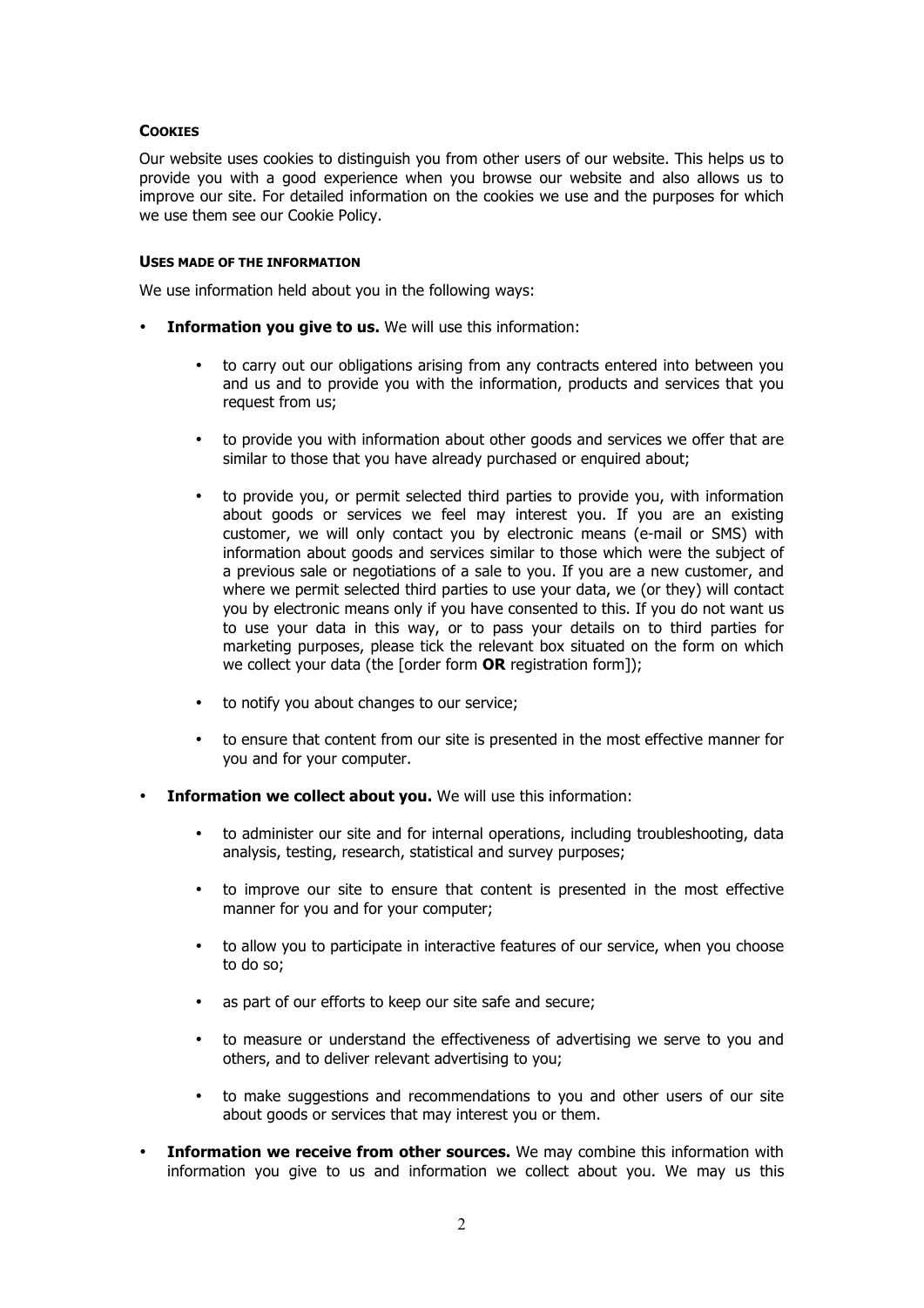#### COOKIES

Our website uses cookies to distinguish you from other users of our website. This helps us to provide you with a good experience when you browse our website and also allows us to improve our site. For detailed information on the cookies we use and the purposes for which we use them see our Cookie Policy.

#### USES MADE OF THE INFORMATION

We use information held about you in the following ways:

- **Information you give to us.** We will use this information:
    - to carry out our obligations arising from any contracts entered into between you and us and to provide you with the information, products and services that you request from us;
    - to provide you with information about other goods and services we offer that are similar to those that you have already purchased or enquired about;
    - to provide you, or permit selected third parties to provide you, with information about goods or services we feel may interest you. If you are an existing customer, we will only contact you by electronic means (e-mail or SMS) with information about goods and services similar to those which were the subject of a previous sale or negotiations of a sale to you. If you are a new customer, and where we permit selected third parties to use your data, we (or they) will contact you by electronic means only if you have consented to this. If you do not want us to use your data in this way, or to pass your details on to third parties for marketing purposes, please tick the relevant box situated on the form on which we collect your data (the [order form **OR** registration form]);
    - to notify you about changes to our service;
    - to ensure that content from our site is presented in the most effective manner for you and for your computer.
- **Information we collect about you.** We will use this information:
    - to administer our site and for internal operations, including troubleshooting, data analysis, testing, research, statistical and survey purposes;
    - to improve our site to ensure that content is presented in the most effective manner for you and for your computer;
    - to allow you to participate in interactive features of our service, when you choose to do so;
    - as part of our efforts to keep our site safe and secure;
    - to measure or understand the effectiveness of advertising we serve to you and others, and to deliver relevant advertising to you;
    - to make suggestions and recommendations to you and other users of our site about goods or services that may interest you or them.
- **Information we receive from other sources.** We may combine this information with information you give to us and information we collect about you. We may us this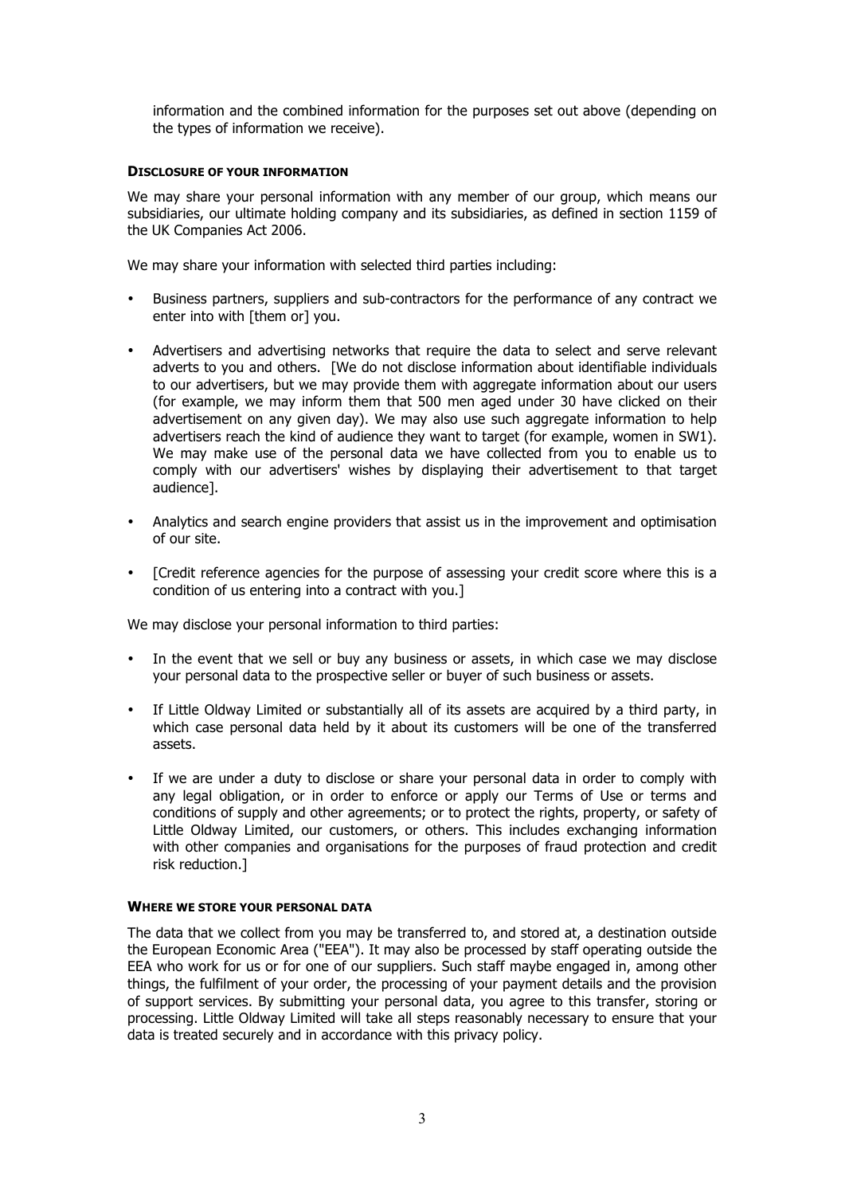information and the combined information for the purposes set out above (depending on the types of information we receive).

#### DISCLOSURE OF YOUR INFORMATION

We may share your personal information with any member of our group, which means our subsidiaries, our ultimate holding company and its subsidiaries, as defined in section 1159 of the UK Companies Act 2006.

We may share your information with selected third parties including:

- Business partners, suppliers and sub-contractors for the performance of any contract we enter into with [them or] you.
- Advertisers and advertising networks that require the data to select and serve relevant adverts to you and others. [We do not disclose information about identifiable individuals to our advertisers, but we may provide them with aggregate information about our users (for example, we may inform them that 500 men aged under 30 have clicked on their advertisement on any given day). We may also use such aggregate information to help advertisers reach the kind of audience they want to target (for example, women in SW1). We may make use of the personal data we have collected from you to enable us to comply with our advertisers' wishes by displaying their advertisement to that target audience].
- Analytics and search engine providers that assist us in the improvement and optimisation of our site.
- [Credit reference agencies for the purpose of assessing your credit score where this is a condition of us entering into a contract with you.]

We may disclose your personal information to third parties:

- In the event that we sell or buy any business or assets, in which case we may disclose your personal data to the prospective seller or buyer of such business or assets.
- If Little Oldway Limited or substantially all of its assets are acquired by a third party, in which case personal data held by it about its customers will be one of the transferred assets.
- If we are under a duty to disclose or share your personal data in order to comply with any legal obligation, or in order to enforce or apply our Terms of Use or terms and conditions of supply and other agreements; or to protect the rights, property, or safety of Little Oldway Limited, our customers, or others. This includes exchanging information with other companies and organisations for the purposes of fraud protection and credit risk reduction.]

#### WHERE WE STORE YOUR PERSONAL DATA

The data that we collect from you may be transferred to, and stored at, a destination outside the European Economic Area ("EEA"). It may also be processed by staff operating outside the EEA who work for us or for one of our suppliers. Such staff maybe engaged in, among other things, the fulfilment of your order, the processing of your payment details and the provision of support services. By submitting your personal data, you agree to this transfer, storing or processing. Little Oldway Limited will take all steps reasonably necessary to ensure that your data is treated securely and in accordance with this privacy policy.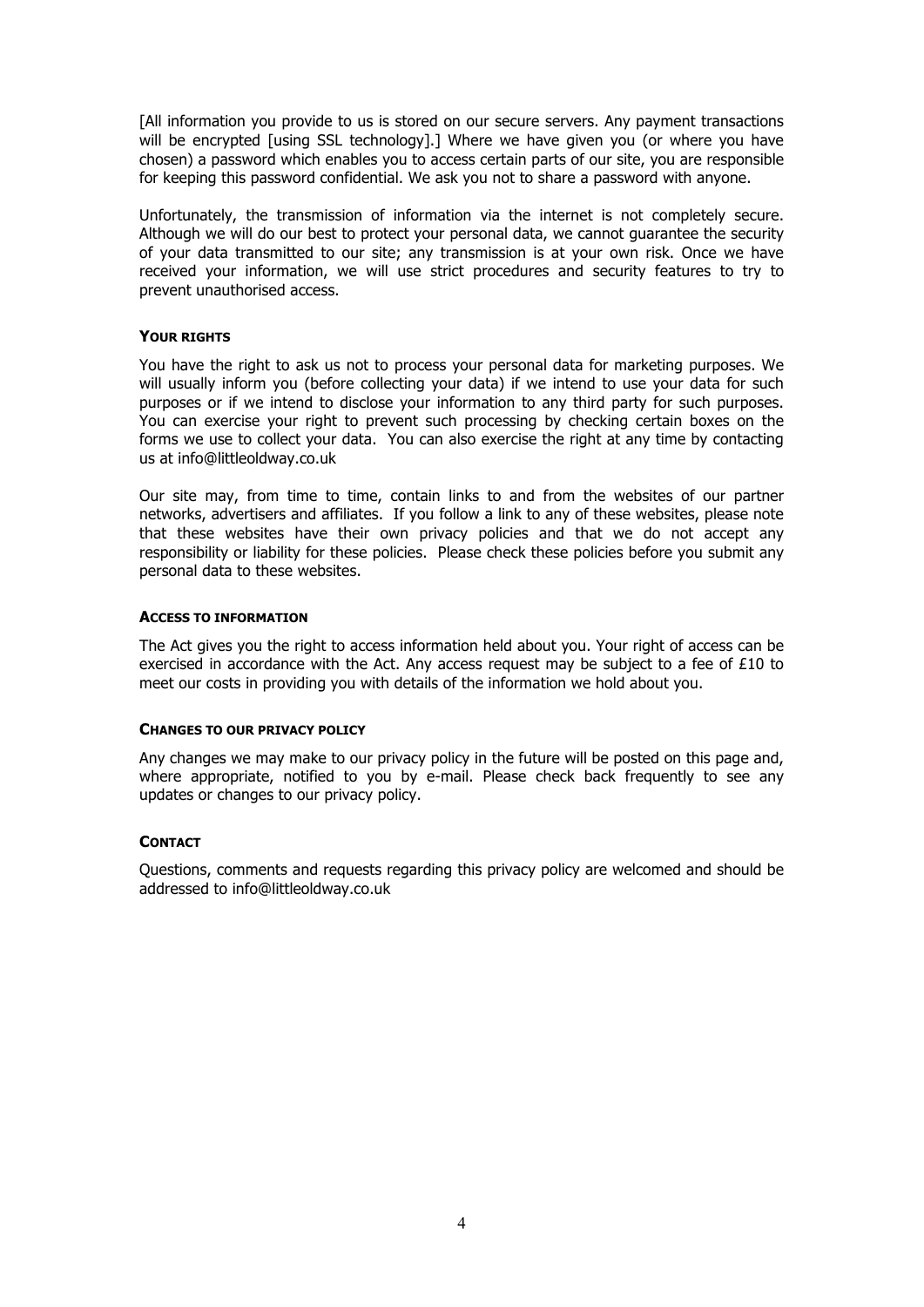[All information you provide to us is stored on our secure servers. Any payment transactions will be encrypted [using SSL technology].] Where we have given you (or where you have chosen) a password which enables you to access certain parts of our site, you are responsible for keeping this password confidential. We ask you not to share a password with anyone.

Unfortunately, the transmission of information via the internet is not completely secure. Although we will do our best to protect your personal data, we cannot guarantee the security of your data transmitted to our site; any transmission is at your own risk. Once we have received your information, we will use strict procedures and security features to try to prevent unauthorised access.

#### YOUR RIGHTS

You have the right to ask us not to process your personal data for marketing purposes. We will usually inform you (before collecting your data) if we intend to use your data for such purposes or if we intend to disclose your information to any third party for such purposes. You can exercise your right to prevent such processing by checking certain boxes on the forms we use to collect your data. You can also exercise the right at any time by contacting us at info@littleoldway.co.uk

Our site may, from time to time, contain links to and from the websites of our partner networks, advertisers and affiliates. If you follow a link to any of these websites, please note that these websites have their own privacy policies and that we do not accept any responsibility or liability for these policies. Please check these policies before you submit any personal data to these websites.

#### ACCESS TO INFORMATION

The Act gives you the right to access information held about you. Your right of access can be exercised in accordance with the Act. Any access request may be subject to a fee of £10 to meet our costs in providing you with details of the information we hold about you.

#### CHANGES TO OUR PRIVACY POLICY

Any changes we may make to our privacy policy in the future will be posted on this page and, where appropriate, notified to you by e-mail. Please check back frequently to see any updates or changes to our privacy policy.

#### CONTACT

Questions, comments and requests regarding this privacy policy are welcomed and should be addressed to info@littleoldway.co.uk